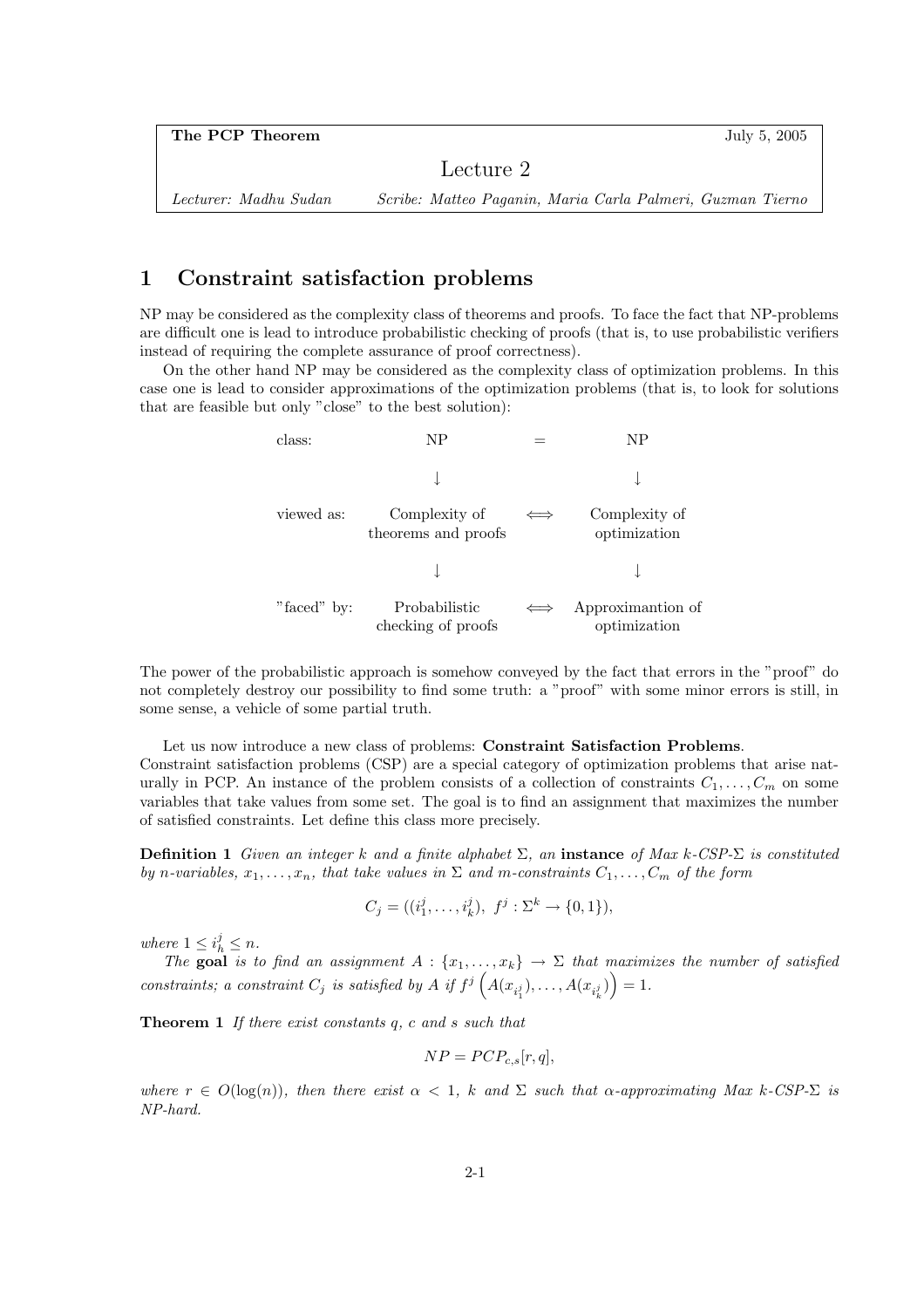| The PCP Theorem | | July 5, 2005 |
|---|---|---|
| | Lecture 2 | |
| *Lecturer: Madhu Sudan* | *Scribe: Matteo Paganin, Maria Carla Palmeri, Guzman Tierno* | |

# 1 Constraint satisfaction problems

NP may be considered as the complexity class of theorems and proofs. To face the fact that NP-problems are difficult one is lead to introduce probabilistic checking of proofs (that is, to use probabilistic verifiers instead of requiring the complete assurance of proof correctness).

On the other hand NP may be considered as the complexity class of optimization problems. In this case one is lead to consider approximations of the optimization problems (that is, to look for solutions that are feasible but only "close" to the best solution):

| | | | |
|---|---|---|---|
| class: | NP | = | NP |
| | ↓ | | ↓ |
| viewed as: | Complexity of theorems and proofs | ⟺ | Complexity of optimization |
| | ↓ | | ↓ |
| "faced" by: | Probabilistic checking of proofs | ⟺ | Approximantion of optimization |

The power of the probabilistic approach is somehow conveyed by the fact that errors in the "proof" do not completely destroy our possibility to find some truth: a "proof" with some minor errors is still, in some sense, a vehicle of some partial truth.

Let us now introduce a new class of problems: **Constraint Satisfaction Problems**.
Constraint satisfaction problems (CSP) are a special category of optimization problems that arise naturally in PCP. An instance of the problem consists of a collection of constraints $C_1, \ldots, C_m$ on some variables that take values from some set. The goal is to find an assignment that maximizes the number of satisfied constraints. Let define this class more precisely.

**Definition 1** *Given an integer $k$ and a finite alphabet $\Sigma$, an* **instance** *of Max $k$-CSP-$\Sigma$ is constituted by $n$-variables, $x_1, \ldots, x_n$, that take values in $\Sigma$ and $m$-constraints $C_1, \ldots, C_m$ of the form*

$$C_j = ((i_1^j, \ldots, i_k^j),\ f^j : \Sigma^k \to \{0, 1\}),$$

*where $1 \le i_h^j \le n$.*

*The* **goal** *is to find an assignment $A : \{x_1, \ldots, x_k\} \to \Sigma$ that maximizes the number of satisfied constraints; a constraint $C_j$ is satisfied by $A$ if $f^j\left(A(x_{i_1^j}), \ldots, A(x_{i_k^j})\right) = 1$.*

**Theorem 1** *If there exist constants $q$, $c$ and $s$ such that*

$$NP = PCP_{c,s}[r, q],$$

*where $r \in O(\log(n))$, then there exist $\alpha < 1$, $k$ and $\Sigma$ such that $\alpha$-approximating Max $k$-CSP-$\Sigma$ is NP-hard.*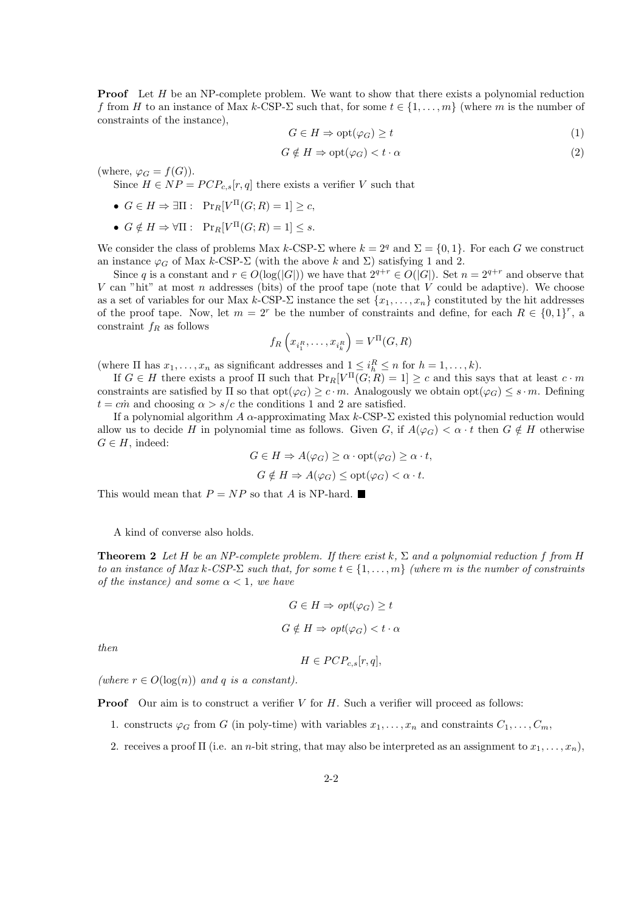**Proof** Let $H$ be an NP-complete problem. We want to show that there exists a polynomial reduction $f$ from $H$ to an instance of Max $k$-CSP-$\Sigma$ such that, for some $t \in \{1, \ldots, m\}$ (where $m$ is the number of constraints of the instance),

$$G \in H \Rightarrow \text{opt}(\varphi_G) \geq t \quad (1)$$

$$G \notin H \Rightarrow \text{opt}(\varphi_G) < t \cdot \alpha \quad (2)$$

(where, $\varphi_G = f(G)$).

Since $H \in NP = PCP_{c,s}[r, q]$ there exists a verifier $V$ such that

- $G \in H \Rightarrow \exists \Pi : \Pr_R[V^\Pi(G; R) = 1] \geq c$,
- $G \notin H \Rightarrow \forall \Pi : \Pr_R[V^\Pi(G; R) = 1] \leq s$.

We consider the class of problems Max $k$-CSP-$\Sigma$ where $k = 2^q$ and $\Sigma = \{0, 1\}$. For each $G$ we construct an instance $\varphi_G$ of Max $k$-CSP-$\Sigma$ (with the above $k$ and $\Sigma$) satisfying 1 and 2.

Since $q$ is a constant and $r \in O(\log(|G|))$ we have that $2^{q+r} \in O(|G|)$. Set $n = 2^{q+r}$ and observe that $V$ can "hit" at most $n$ addresses (bits) of the proof tape (note that $V$ could be adaptive). We choose as a set of variables for our Max $k$-CSP-$\Sigma$ instance the set $\{x_1, \ldots, x_n\}$ constituted by the hit addresses of the proof tape. Now, let $m = 2^r$ be the number of constraints and define, for each $R \in \{0, 1\}^r$, a constraint $f_R$ as follows

$$f_R\left(x_{i_1^R}, \ldots, x_{i_k^R}\right) = V^\Pi(G, R)$$

(where $\Pi$ has $x_1, \ldots, x_n$ as significant addresses and $1 \leq i_h^R \leq n$ for $h = 1, \ldots, k$).

If $G \in H$ there exists a proof $\Pi$ such that $\Pr_R[V^\Pi(G; R) = 1] \geq c$ and this says that at least $c \cdot m$ constraints are satisfied by $\Pi$ so that $\text{opt}(\varphi_G) \geq c \cdot m$. Analogously we obtain $\text{opt}(\varphi_G) \leq s \cdot m$. Defining $t = c\dot{m}$ and choosing $\alpha > s/c$ the conditions 1 and 2 are satisfied.

If a polynomial algorithm $A$ $\alpha$-approximating Max $k$-CSP-$\Sigma$ existed this polynomial reduction would allow us to decide $H$ in polynomial time as follows. Given $G$, if $A(\varphi_G) < \alpha \cdot t$ then $G \notin H$ otherwise $G \in H$, indeed:

$$G \in H \Rightarrow A(\varphi_G) \geq \alpha \cdot \text{opt}(\varphi_G) \geq \alpha \cdot t,$$

$$G \notin H \Rightarrow A(\varphi_G) \leq \text{opt}(\varphi_G) < \alpha \cdot t.$$

This would mean that $P = NP$ so that $A$ is NP-hard. ■

A kind of converse also holds.

**Theorem 2** *Let $H$ be an NP-complete problem. If there exist $k$, $\Sigma$ and a polynomial reduction $f$ from $H$ to an instance of Max $k$-CSP-$\Sigma$ such that, for some $t \in \{1, \ldots, m\}$ (where $m$ is the number of constraints of the instance) and some $\alpha < 1$, we have*

$$G \in H \Rightarrow opt(\varphi_G) \geq t$$

$$G \notin H \Rightarrow opt(\varphi_G) < t \cdot \alpha$$

*then*

$$H \in PCP_{c,s}[r, q],$$

*(where $r \in O(\log(n))$ and $q$ is a constant).*

**Proof** Our aim is to construct a verifier $V$ for $H$. Such a verifier will proceed as follows:

1. constructs $\varphi_G$ from $G$ (in poly-time) with variables $x_1, \ldots, x_n$ and constraints $C_1, \ldots, C_m$,
2. receives a proof $\Pi$ (i.e. an $n$-bit string, that may also be interpreted as an assignment to $x_1, \ldots, x_n$),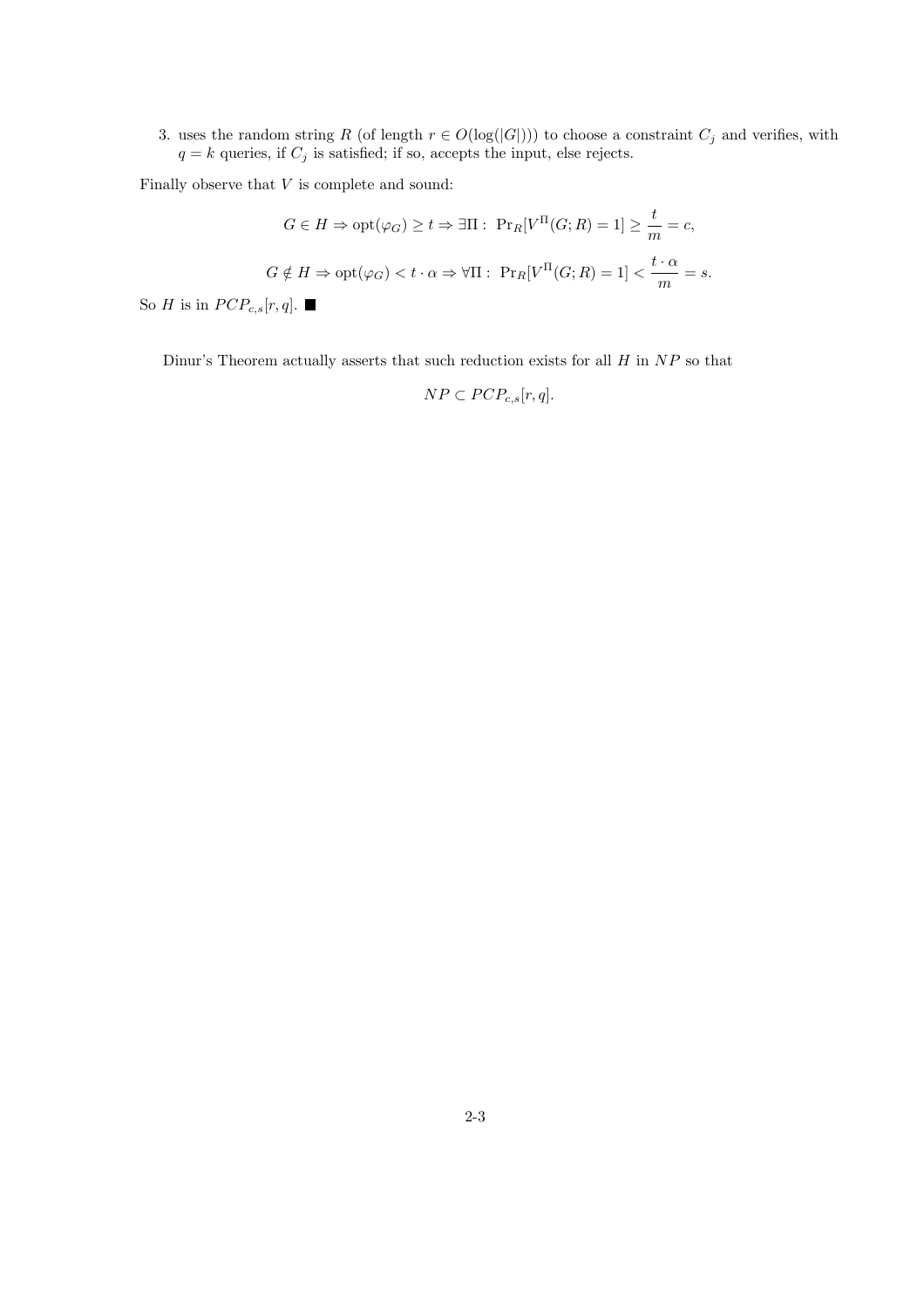3. uses the random string $R$ (of length $r \in O(\log(|G|))$) to choose a constraint $C_j$ and verifies, with $q = k$ queries, if $C_j$ is satisfied; if so, accepts the input, else rejects.

Finally observe that $V$ is complete and sound:

$$G \in H \Rightarrow \text{opt}(\varphi_G) \geq t \Rightarrow \exists \Pi : \ \text{Pr}_R[V^{\Pi}(G; R) = 1] \geq \frac{t}{m} = c,$$

$$G \notin H \Rightarrow \text{opt}(\varphi_G) < t \cdot \alpha \Rightarrow \forall \Pi : \ \text{Pr}_R[V^{\Pi}(G; R) = 1] < \frac{t \cdot \alpha}{m} = s.$$

So $H$ is in $PCP_{c,s}[r, q]$. ■

Dinur's Theorem actually asserts that such reduction exists for all $H$ in $NP$ so that

$$NP \subset PCP_{c,s}[r, q].$$